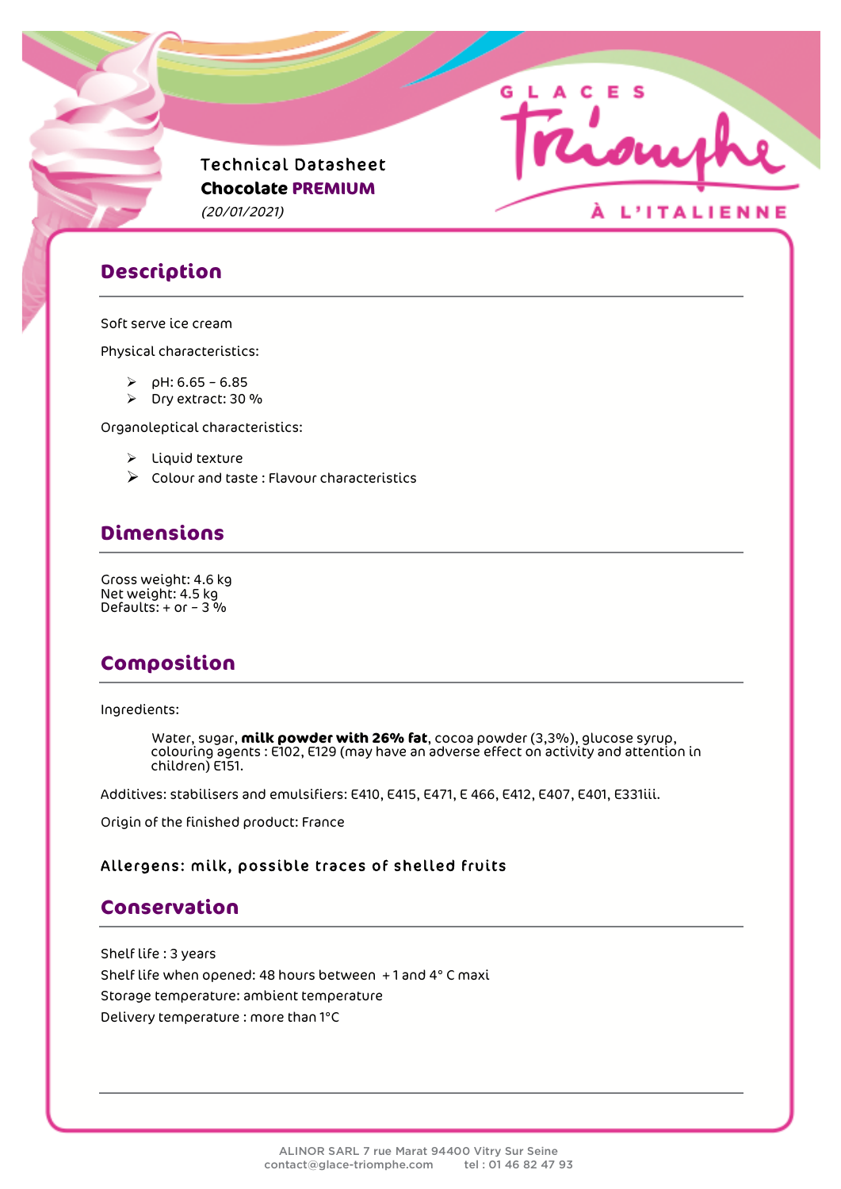GLACES Triomphe À L'ITALIENNE

Technical Datasheet
**Chocolate PREMIUM**
*(20/01/2021)*

## Description

Soft serve ice cream

Physical characteristics:

- pH: 6.65 – 6.85
- Dry extract: 30 %

Organoleptical characteristics:

- Liquid texture
- Colour and taste : Flavour characteristics

## Dimensions

Gross weight: 4.6 kg
Net weight: 4.5 kg
Defaults: + or – 3 %

## Composition

Ingredients:

Water, sugar, **milk powder with 26% fat**, cocoa powder (3,3%), glucose syrup, colouring agents : E102, E129 (may have an adverse effect on activity and attention in children) E151.

Additives: stabilisers and emulsifiers: E410, E415, E471, E 466, E412, E407, E401, E331iii.

Origin of the finished product: France

Allergens: milk, possible traces of shelled fruits

## Conservation

Shelf life : 3 years
Shelf life when opened: 48 hours between +1 and 4° C maxi
Storage temperature: ambient temperature
Delivery temperature : more than 1°C

ALINOR SARL 7 rue Marat 94400 Vitry Sur Seine
contact@glace-triomphe.com tel : 01 46 82 47 93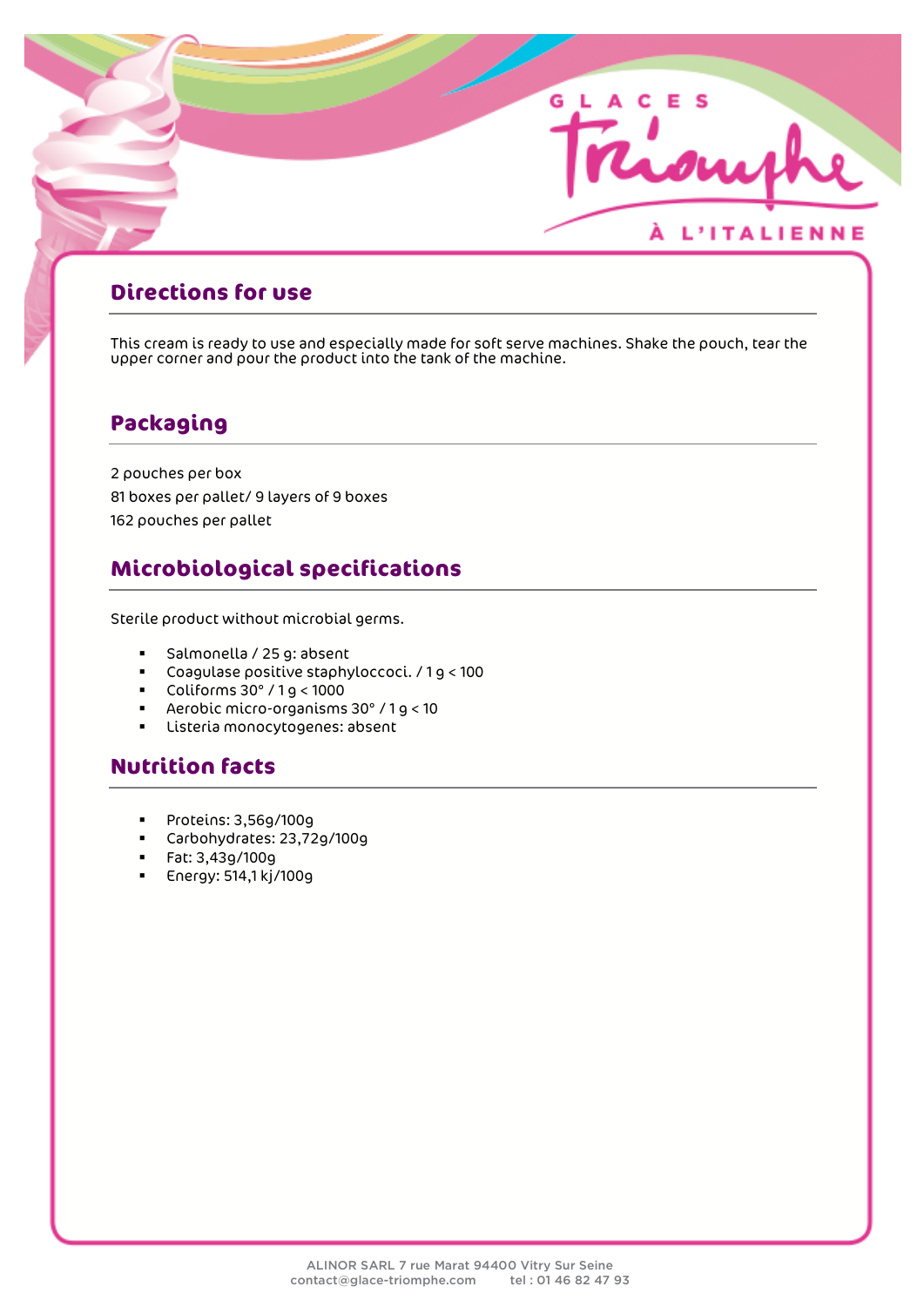## Directions for use

This cream is ready to use and especially made for soft serve machines. Shake the pouch, tear the upper corner and pour the product into the tank of the machine.

## Packaging

2 pouches per box

81 boxes per pallet/ 9 layers of 9 boxes

162 pouches per pallet

## Microbiological specifications

Sterile product without microbial germs.

- Salmonella / 25 g: absent
- Coagulase positive staphyloccoci. / 1 g < 100
- Coliforms 30° / 1 g < 1000
- Aerobic micro-organisms 30° / 1 g < 10
- Listeria monocytogenes: absent

## Nutrition facts

- Proteins: 3,56g/100g
- Carbohydrates: 23,72g/100g
- Fat: 3,43g/100g
- Energy: 514,1 kj/100g

ALINOR SARL 7 rue Marat 94400 Vitry Sur Seine
contact@glace-triomphe.com tel : 01 46 82 47 93